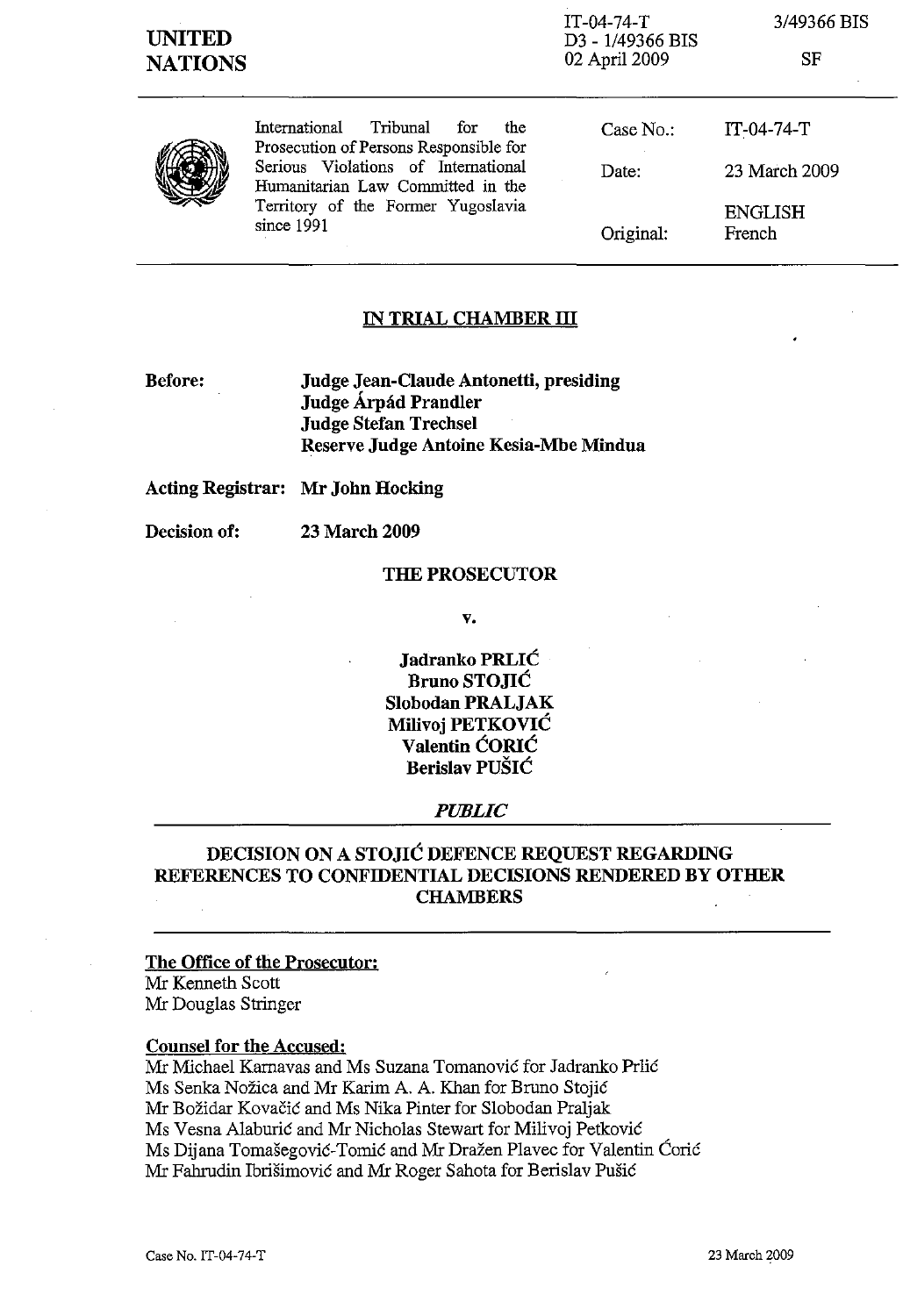**UNITED NATIONS**

IT-04-74-T
D3 - 1/49366 BIS
02 April 2009

3/49366 BIS

SF

International Tribunal for the Prosecution of Persons Responsible for Serious Violations of International Humanitarian Law Committed in the Territory of the Former Yugoslavia since 1991

| | |
|---|---|
| Case No.: | IT-04-74-T |
| Date: | 23 March 2009 |
| Original: | ENGLISH French |

## IN TRIAL CHAMBER III

**Before:** **Judge Jean-Claude Antonetti, presiding**
**Judge Árpád Prandler**
**Judge Stefan Trechsel**
**Reserve Judge Antoine Kesia-Mbe Mindua**

**Acting Registrar:** **Mr John Hocking**

**Decision of:** **23 March 2009**

**THE PROSECUTOR**

**v.**

**Jadranko PRLIĆ**
**Bruno STOJIĆ**
**Slobodan PRALJAK**
**Milivoj PETKOVIĆ**
**Valentin ĆORIĆ**
**Berislav PUŠIĆ**

***PUBLIC***

## DECISION ON A STOJIĆ DEFENCE REQUEST REGARDING REFERENCES TO CONFIDENTIAL DECISIONS RENDERED BY OTHER CHAMBERS

**The Office of the Prosecutor:**
Mr Kenneth Scott
Mr Douglas Stringer

**Counsel for the Accused:**
Mr Michael Karnavas and Ms Suzana Tomanović for Jadranko Prlić
Ms Senka Nožica and Mr Karim A. A. Khan for Bruno Stojić
Mr Božidar Kovačić and Ms Nika Pinter for Slobodan Praljak
Ms Vesna Alaburić and Mr Nicholas Stewart for Milivoj Petković
Ms Dijana Tomašegović-Tomić and Mr Dražen Plavec for Valentin Ćorić
Mr Fahrudin Ibrišimović and Mr Roger Sahota for Berislav Pušić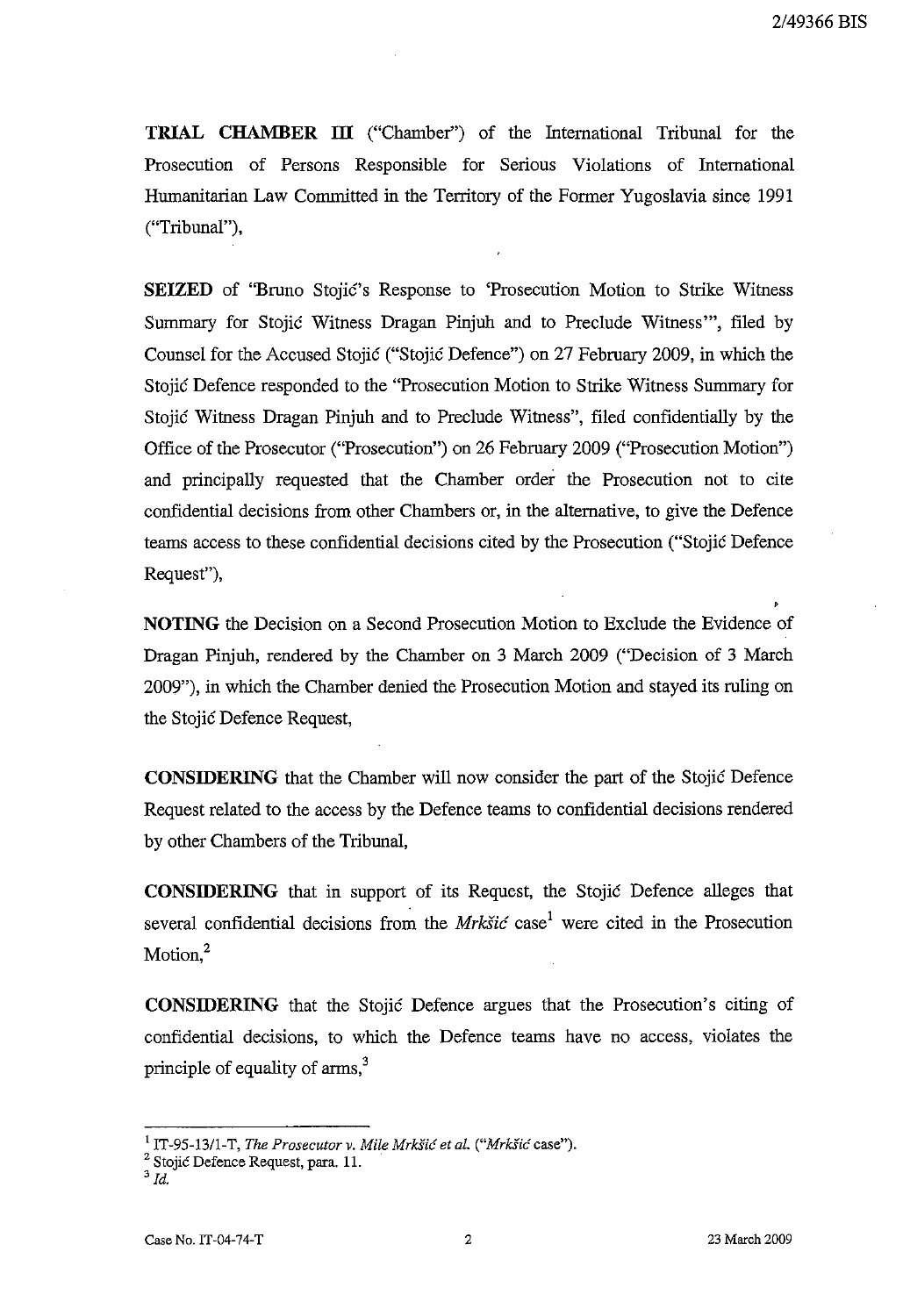**TRIAL CHAMBER III** ("Chamber") of the International Tribunal for the Prosecution of Persons Responsible for Serious Violations of International Humanitarian Law Committed in the Territory of the Former Yugoslavia since 1991 ("Tribunal"),

**SEIZED** of "Bruno Stojić's Response to 'Prosecution Motion to Strike Witness Summary for Stojić Witness Dragan Pinjuh and to Preclude Witness'", filed by Counsel for the Accused Stojić ("Stojić Defence") on 27 February 2009, in which the Stojić Defence responded to the "Prosecution Motion to Strike Witness Summary for Stojić Witness Dragan Pinjuh and to Preclude Witness", filed confidentially by the Office of the Prosecutor ("Prosecution") on 26 February 2009 ("Prosecution Motion") and principally requested that the Chamber order the Prosecution not to cite confidential decisions from other Chambers or, in the alternative, to give the Defence teams access to these confidential decisions cited by the Prosecution ("Stojić Defence Request"),

**NOTING** the Decision on a Second Prosecution Motion to Exclude the Evidence of Dragan Pinjuh, rendered by the Chamber on 3 March 2009 ("Decision of 3 March 2009"), in which the Chamber denied the Prosecution Motion and stayed its ruling on the Stojić Defence Request,

**CONSIDERING** that the Chamber will now consider the part of the Stojić Defence Request related to the access by the Defence teams to confidential decisions rendered by other Chambers of the Tribunal,

**CONSIDERING** that in support of its Request, the Stojić Defence alleges that several confidential decisions from the *Mrkšić* case[1] were cited in the Prosecution Motion,[2]

**CONSIDERING** that the Stojić Defence argues that the Prosecution's citing of confidential decisions, to which the Defence teams have no access, violates the principle of equality of arms,[3]

---

[1] IT-95-13/1-T, *The Prosecutor v. Mile Mrkšić et al.* ("*Mrkšić* case").

[2] Stojić Defence Request, para. 11.

[3] *Id.*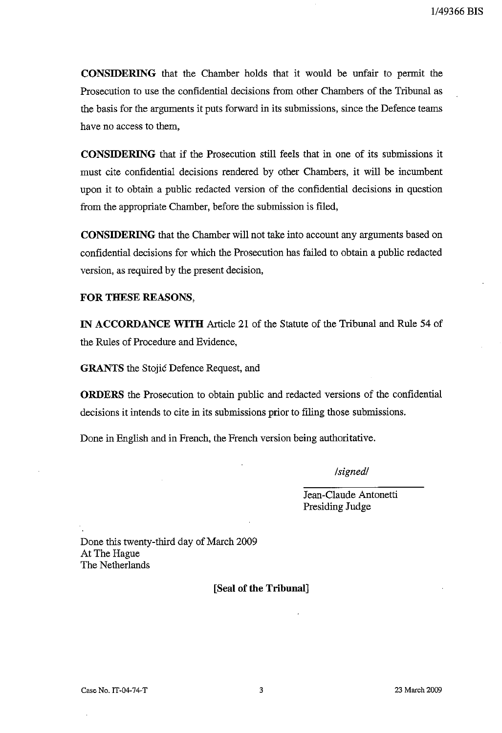**CONSIDERING** that the Chamber holds that it would be unfair to permit the Prosecution to use the confidential decisions from other Chambers of the Tribunal as the basis for the arguments it puts forward in its submissions, since the Defence teams have no access to them,

**CONSIDERING** that if the Prosecution still feels that in one of its submissions it must cite confidential decisions rendered by other Chambers, it will be incumbent upon it to obtain a public redacted version of the confidential decisions in question from the appropriate Chamber, before the submission is filed,

**CONSIDERING** that the Chamber will not take into account any arguments based on confidential decisions for which the Prosecution has failed to obtain a public redacted version, as required by the present decision,

**FOR THESE REASONS**,

**IN ACCORDANCE WITH** Article 21 of the Statute of the Tribunal and Rule 54 of the Rules of Procedure and Evidence,

**GRANTS** the Stojić Defence Request, and

**ORDERS** the Prosecution to obtain public and redacted versions of the confidential decisions it intends to cite in its submissions prior to filing those submissions.

Done in English and in French, the French version being authoritative.

*/signed/*

Jean-Claude Antonetti
Presiding Judge

Done this twenty-third day of March 2009
At The Hague
The Netherlands

**[Seal of the Tribunal]**